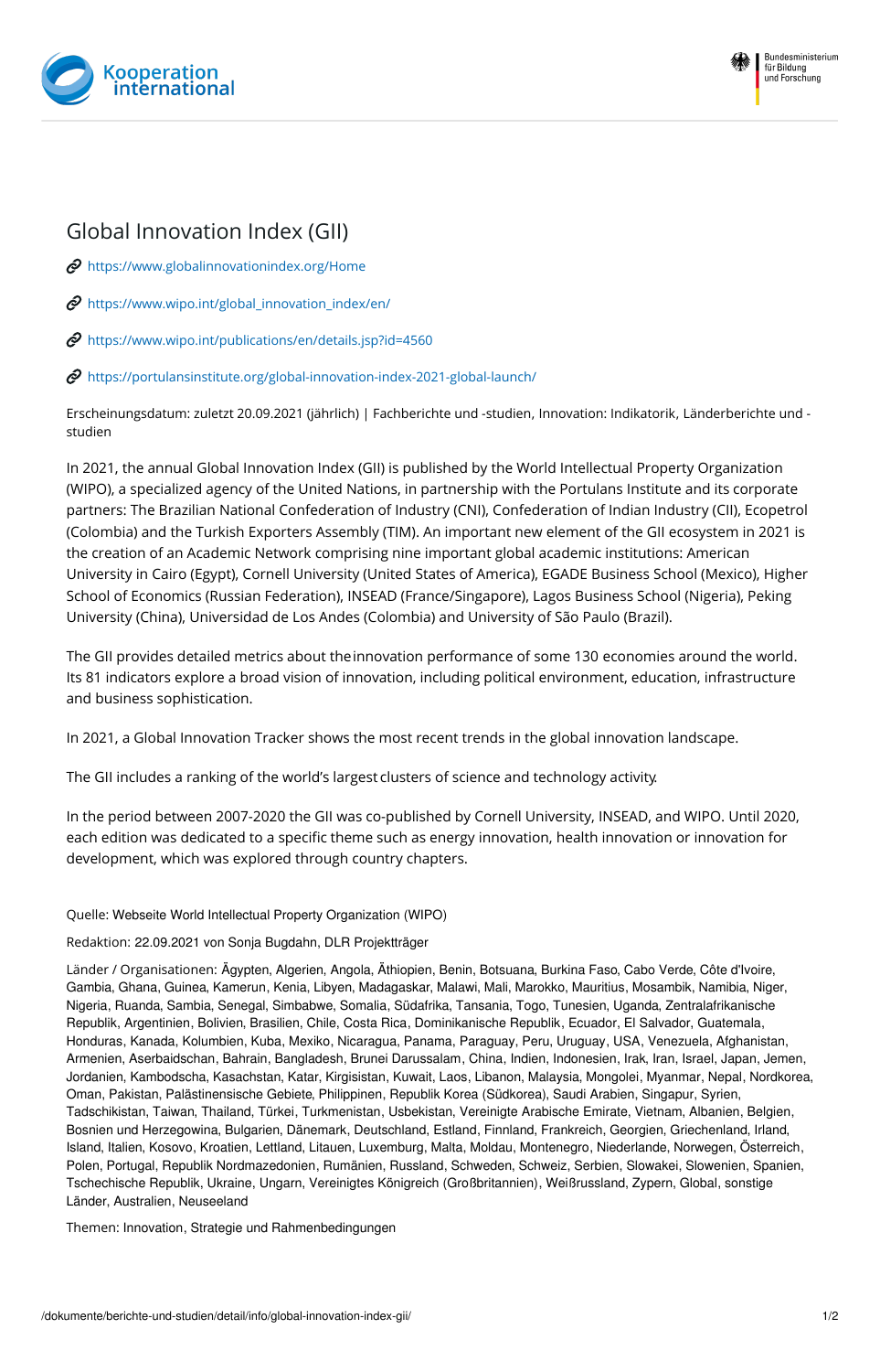# Global Innovation Index (GII)

https://www.globalinnovationindex.org/Home

https://www.wipo.int/global_innovation_index/en/

https://www.wipo.int/publications/en/details.jsp?id=4560

https://portulansinstitute.org/global-innovation-index-2021-global-launch/

Erscheinungsdatum: zuletzt 20.09.2021 (jährlich) | Fachberichte und -studien, Innovation: Indikatorik, Länderberichte und -studien

In 2021, the annual Global Innovation Index (GII) is published by the World Intellectual Property Organization (WIPO), a specialized agency of the United Nations, in partnership with the Portulans Institute and its corporate partners: The Brazilian National Confederation of Industry (CNI), Confederation of Indian Industry (CII), Ecopetrol (Colombia) and the Turkish Exporters Assembly (TIM). An important new element of the GII ecosystem in 2021 is the creation of an Academic Network comprising nine important global academic institutions: American University in Cairo (Egypt), Cornell University (United States of America), EGADE Business School (Mexico), Higher School of Economics (Russian Federation), INSEAD (France/Singapore), Lagos Business School (Nigeria), Peking University (China), Universidad de Los Andes (Colombia) and University of São Paulo (Brazil).

The GII provides detailed metrics about the innovation performance of some 130 economies around the world. Its 81 indicators explore a broad vision of innovation, including political environment, education, infrastructure and business sophistication.

In 2021, a Global Innovation Tracker shows the most recent trends in the global innovation landscape.

The GII includes a ranking of the world's largest clusters of science and technology activity.

In the period between 2007-2020 the GII was co-published by Cornell University, INSEAD, and WIPO. Until 2020, each edition was dedicated to a specific theme such as energy innovation, health innovation or innovation for development, which was explored through country chapters.

Quelle: Webseite World Intellectual Property Organization (WIPO)

Redaktion: 22.09.2021 von Sonja Bugdahn, DLR Projektträger

Länder / Organisationen: Ägypten, Algerien, Angola, Äthiopien, Benin, Botsuana, Burkina Faso, Cabo Verde, Côte d'Ivoire, Gambia, Ghana, Guinea, Kamerun, Kenia, Libyen, Madagaskar, Malawi, Mali, Marokko, Mauritius, Mosambik, Namibia, Niger, Nigeria, Ruanda, Sambia, Senegal, Simbabwe, Somalia, Südafrika, Tansania, Togo, Tunesien, Uganda, Zentralafrikanische Republik, Argentinien, Bolivien, Brasilien, Chile, Costa Rica, Dominikanische Republik, Ecuador, El Salvador, Guatemala, Honduras, Kanada, Kolumbien, Kuba, Mexiko, Nicaragua, Panama, Paraguay, Peru, Uruguay, USA, Venezuela, Afghanistan, Armenien, Aserbaidschan, Bahrain, Bangladesh, Brunei Darussalam, China, Indien, Indonesien, Irak, Iran, Israel, Japan, Jemen, Jordanien, Kambodscha, Kasachstan, Katar, Kirgisistan, Kuwait, Laos, Libanon, Malaysia, Mongolei, Myanmar, Nepal, Nordkorea, Oman, Pakistan, Palästinensische Gebiete, Philippinen, Republik Korea (Südkorea), Saudi Arabien, Singapur, Syrien, Tadschikistan, Taiwan, Thailand, Türkei, Turkmenistan, Usbekistan, Vereinigte Arabische Emirate, Vietnam, Albanien, Belgien, Bosnien und Herzegowina, Bulgarien, Dänemark, Deutschland, Estland, Finnland, Frankreich, Georgien, Griechenland, Irland, Island, Italien, Kosovo, Kroatien, Lettland, Litauen, Luxemburg, Malta, Moldau, Montenegro, Niederlande, Norwegen, Österreich, Polen, Portugal, Republik Nordmazedonien, Rumänien, Russland, Schweden, Schweiz, Serbien, Slowakei, Slowenien, Spanien, Tschechische Republik, Ukraine, Ungarn, Vereinigtes Königreich (Großbritannien), Weißrussland, Zypern, Global, sonstige Länder, Australien, Neuseeland

Themen: Innovation, Strategie und Rahmenbedingungen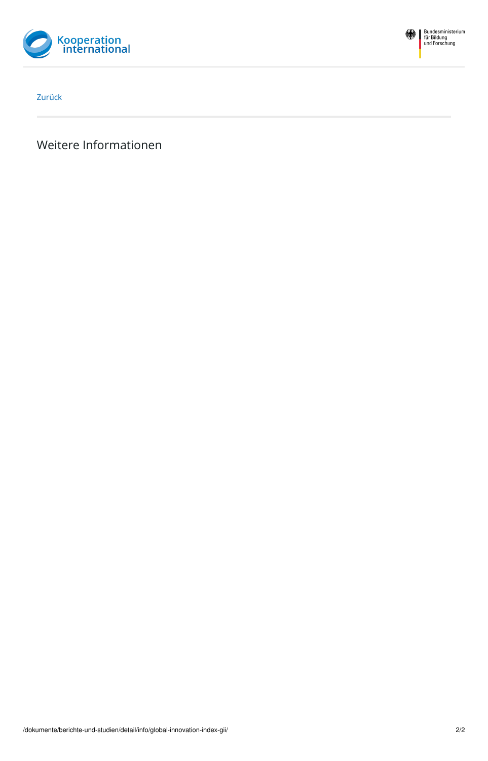Zurück

## Weitere Informationen